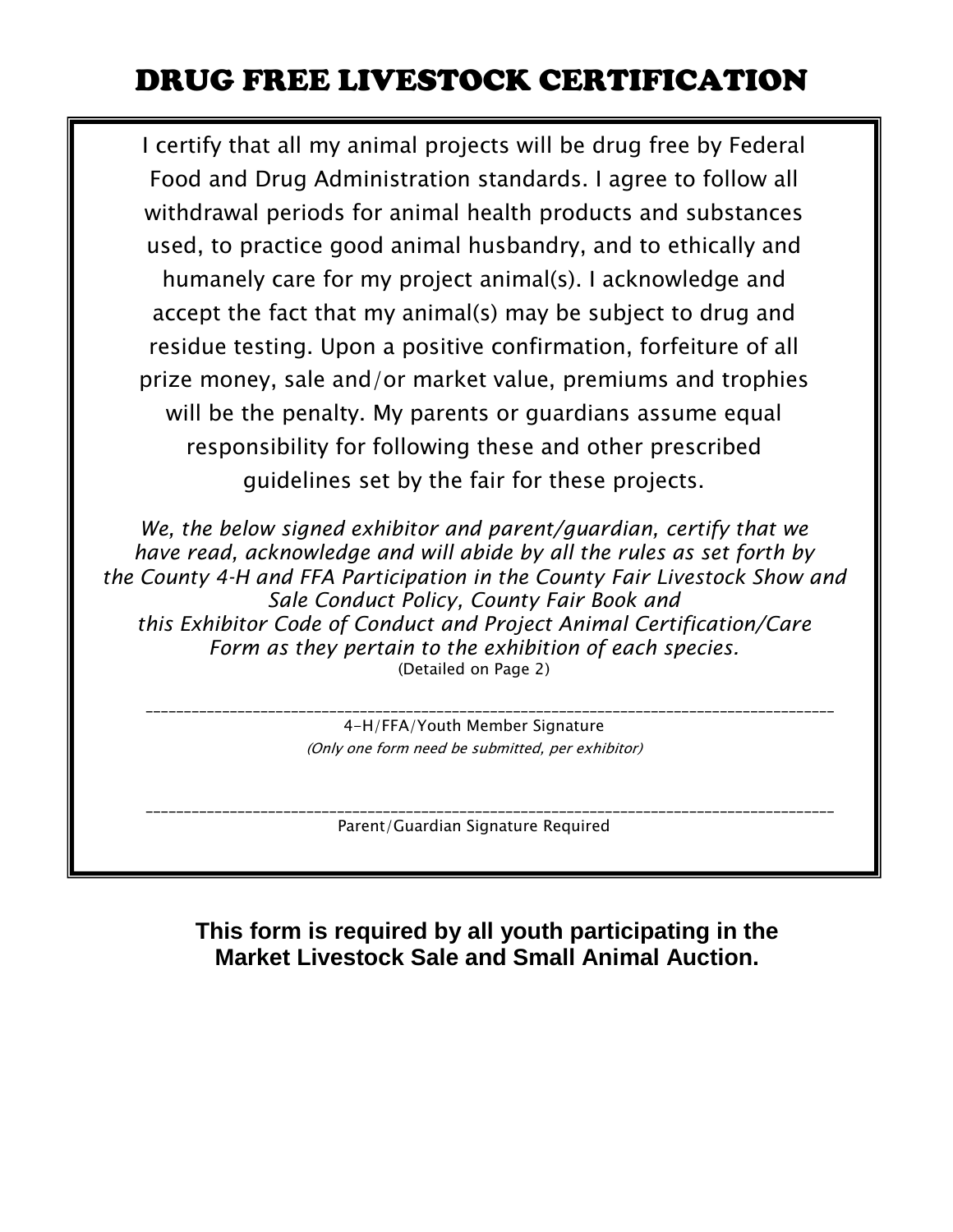# DRUG FREE LIVESTOCK CERTIFICATION

I certify that all my animal projects will be drug free by Federal Food and Drug Administration standards. I agree to follow all withdrawal periods for animal health products and substances used, to practice good animal husbandry, and to ethically and humanely care for my project animal(s). I acknowledge and accept the fact that my animal(s) may be subject to drug and residue testing. Upon a positive confirmation, forfeiture of all prize money, sale and/or market value, premiums and trophies will be the penalty. My parents or guardians assume equal responsibility for following these and other prescribed guidelines set by the fair for these projects.

*We, the below signed exhibitor and parent/guardian, certify that we have read, acknowledge and will abide by all the rules as set forth by the County 4-H and FFA Participation in the County Fair Livestock Show and Sale Conduct Policy, County Fair Book and this Exhibitor Code of Conduct and Project Animal Certification/Care Form as they pertain to the exhibition of each species.*
(Detailed on Page 2)

______________________________________________________________________________________

4-H/FFA/Youth Member Signature

*(Only one form need be submitted, per exhibitor)*

______________________________________________________________________________________

Parent/Guardian Signature Required

**This form is required by all youth participating in the Market Livestock Sale and Small Animal Auction.**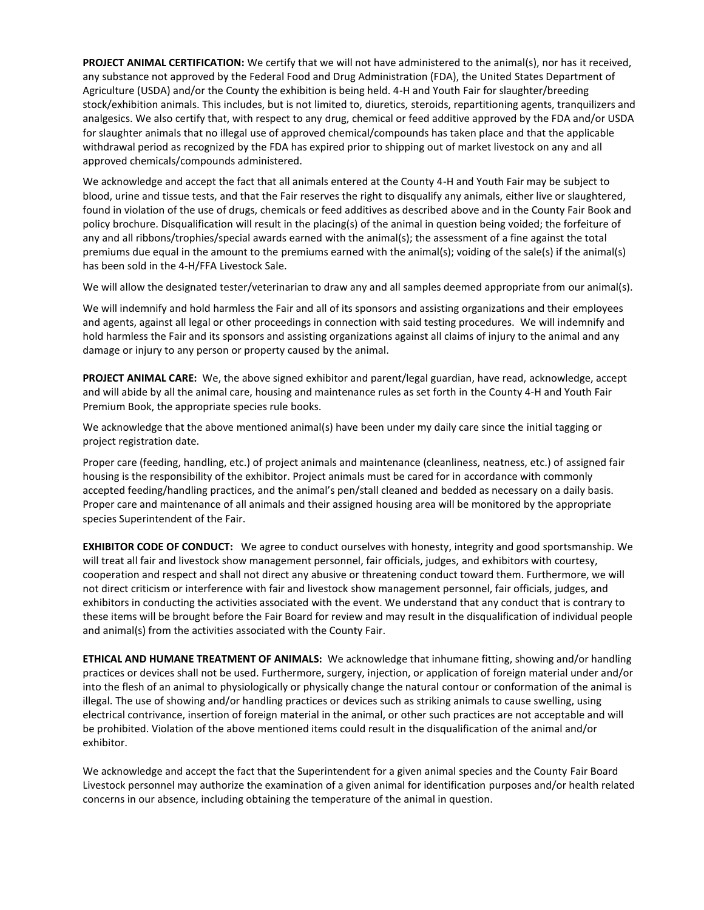**PROJECT ANIMAL CERTIFICATION:** We certify that we will not have administered to the animal(s), nor has it received, any substance not approved by the Federal Food and Drug Administration (FDA), the United States Department of Agriculture (USDA) and/or the County the exhibition is being held. 4-H and Youth Fair for slaughter/breeding stock/exhibition animals. This includes, but is not limited to, diuretics, steroids, repartitioning agents, tranquilizers and analgesics. We also certify that, with respect to any drug, chemical or feed additive approved by the FDA and/or USDA for slaughter animals that no illegal use of approved chemical/compounds has taken place and that the applicable withdrawal period as recognized by the FDA has expired prior to shipping out of market livestock on any and all approved chemicals/compounds administered.

We acknowledge and accept the fact that all animals entered at the County 4-H and Youth Fair may be subject to blood, urine and tissue tests, and that the Fair reserves the right to disqualify any animals, either live or slaughtered, found in violation of the use of drugs, chemicals or feed additives as described above and in the County Fair Book and policy brochure. Disqualification will result in the placing(s) of the animal in question being voided; the forfeiture of any and all ribbons/trophies/special awards earned with the animal(s); the assessment of a fine against the total premiums due equal in the amount to the premiums earned with the animal(s); voiding of the sale(s) if the animal(s) has been sold in the 4-H/FFA Livestock Sale.

We will allow the designated tester/veterinarian to draw any and all samples deemed appropriate from our animal(s).

We will indemnify and hold harmless the Fair and all of its sponsors and assisting organizations and their employees and agents, against all legal or other proceedings in connection with said testing procedures. We will indemnify and hold harmless the Fair and its sponsors and assisting organizations against all claims of injury to the animal and any damage or injury to any person or property caused by the animal.

**PROJECT ANIMAL CARE:** We, the above signed exhibitor and parent/legal guardian, have read, acknowledge, accept and will abide by all the animal care, housing and maintenance rules as set forth in the County 4-H and Youth Fair Premium Book, the appropriate species rule books.

We acknowledge that the above mentioned animal(s) have been under my daily care since the initial tagging or project registration date.

Proper care (feeding, handling, etc.) of project animals and maintenance (cleanliness, neatness, etc.) of assigned fair housing is the responsibility of the exhibitor. Project animals must be cared for in accordance with commonly accepted feeding/handling practices, and the animal's pen/stall cleaned and bedded as necessary on a daily basis. Proper care and maintenance of all animals and their assigned housing area will be monitored by the appropriate species Superintendent of the Fair.

**EXHIBITOR CODE OF CONDUCT:** We agree to conduct ourselves with honesty, integrity and good sportsmanship. We will treat all fair and livestock show management personnel, fair officials, judges, and exhibitors with courtesy, cooperation and respect and shall not direct any abusive or threatening conduct toward them. Furthermore, we will not direct criticism or interference with fair and livestock show management personnel, fair officials, judges, and exhibitors in conducting the activities associated with the event. We understand that any conduct that is contrary to these items will be brought before the Fair Board for review and may result in the disqualification of individual people and animal(s) from the activities associated with the County Fair.

**ETHICAL AND HUMANE TREATMENT OF ANIMALS:** We acknowledge that inhumane fitting, showing and/or handling practices or devices shall not be used. Furthermore, surgery, injection, or application of foreign material under and/or into the flesh of an animal to physiologically or physically change the natural contour or conformation of the animal is illegal. The use of showing and/or handling practices or devices such as striking animals to cause swelling, using electrical contrivance, insertion of foreign material in the animal, or other such practices are not acceptable and will be prohibited. Violation of the above mentioned items could result in the disqualification of the animal and/or exhibitor.

We acknowledge and accept the fact that the Superintendent for a given animal species and the County Fair Board Livestock personnel may authorize the examination of a given animal for identification purposes and/or health related concerns in our absence, including obtaining the temperature of the animal in question.